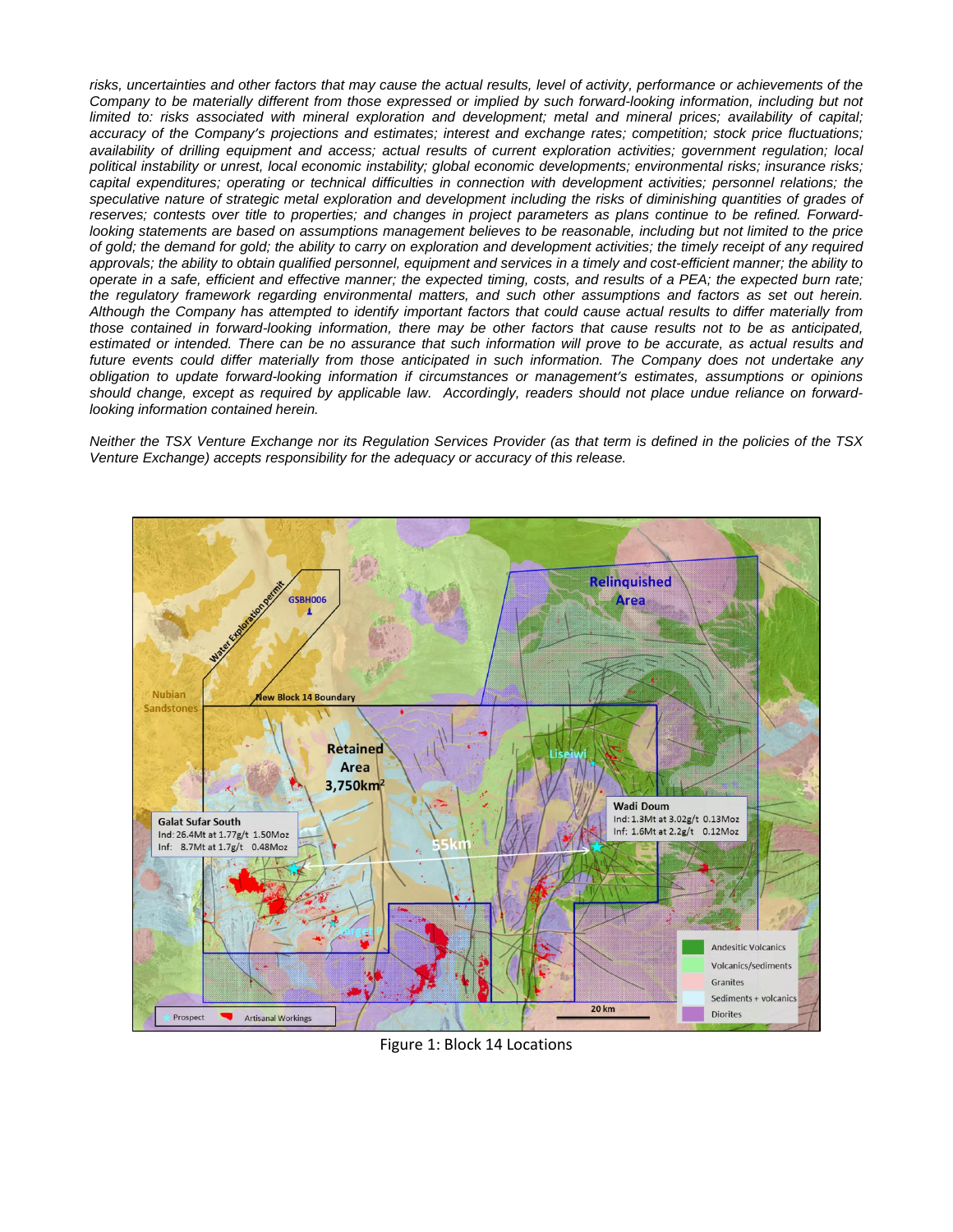*risks, uncertainties and other factors that may cause the actual results, level of activity, performance or achievements of the Company to be materially different from those expressed or implied by such forward-looking information, including but not limited to: risks associated with mineral exploration and development; metal and mineral prices; availability of capital; accuracy of the Company's projections and estimates; interest and exchange rates; competition; stock price fluctuations; availability of drilling equipment and access; actual results of current exploration activities; government regulation; local political instability or unrest, local economic instability; global economic developments; environmental risks; insurance risks; capital expenditures; operating or technical difficulties in connection with development activities; personnel relations; the speculative nature of strategic metal exploration and development including the risks of diminishing quantities of grades of reserves; contests over title to properties; and changes in project parameters as plans continue to be refined. Forward-looking statements are based on assumptions management believes to be reasonable, including but not limited to the price of gold; the demand for gold; the ability to carry on exploration and development activities; the timely receipt of any required approvals; the ability to obtain qualified personnel, equipment and services in a timely and cost-efficient manner; the ability to operate in a safe, efficient and effective manner; the expected timing, costs, and results of a PEA; the expected burn rate; the regulatory framework regarding environmental matters, and such other assumptions and factors as set out herein. Although the Company has attempted to identify important factors that could cause actual results to differ materially from those contained in forward-looking information, there may be other factors that cause results not to be as anticipated, estimated or intended. There can be no assurance that such information will prove to be accurate, as actual results and future events could differ materially from those anticipated in such information. The Company does not undertake any obligation to update forward-looking information if circumstances or management's estimates, assumptions or opinions should change, except as required by applicable law. Accordingly, readers should not place undue reliance on forward-looking information contained herein.*

*Neither the TSX Venture Exchange nor its Regulation Services Provider (as that term is defined in the policies of the TSX Venture Exchange) accepts responsibility for the adequacy or accuracy of this release.*

Figure 1: Block 14 Locations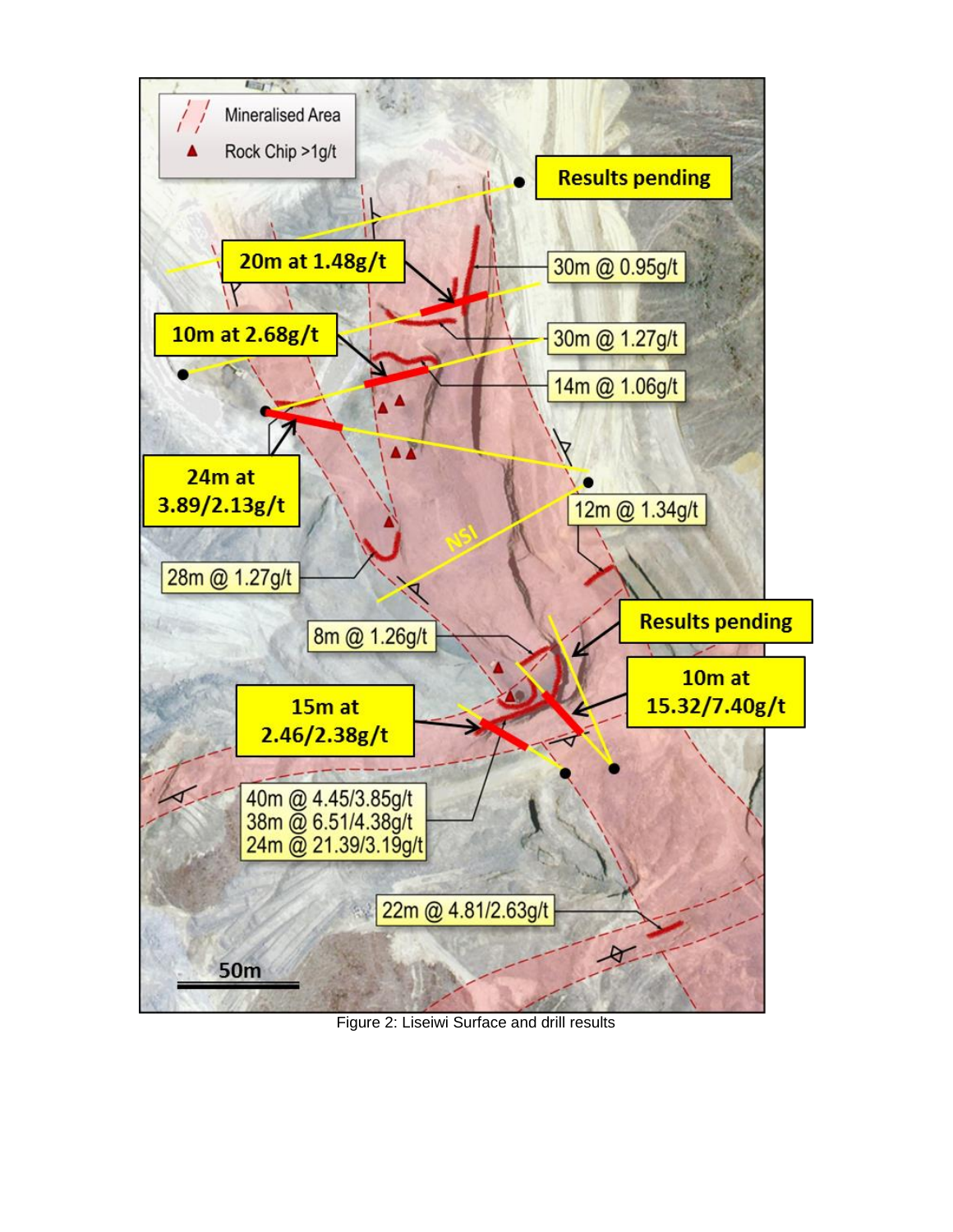Mineralised Area

Rock Chip >1g/t

Results pending

20m at 1.48g/t

30m @ 0.95g/t

10m at 2.68g/t

30m @ 1.27g/t

14m @ 1.06g/t

24m at 3.89/2.13g/t

12m @ 1.34g/t

NSI

28m @ 1.27g/t

8m @ 1.26g/t

Results pending

10m at 15.32/7.40g/t

15m at 2.46/2.38g/t

40m @ 4.45/3.85g/t
38m @ 6.51/4.38g/t
24m @ 21.39/3.19g/t

22m @ 4.81/2.63g/t

50m

Figure 2: Liseiwi Surface and drill results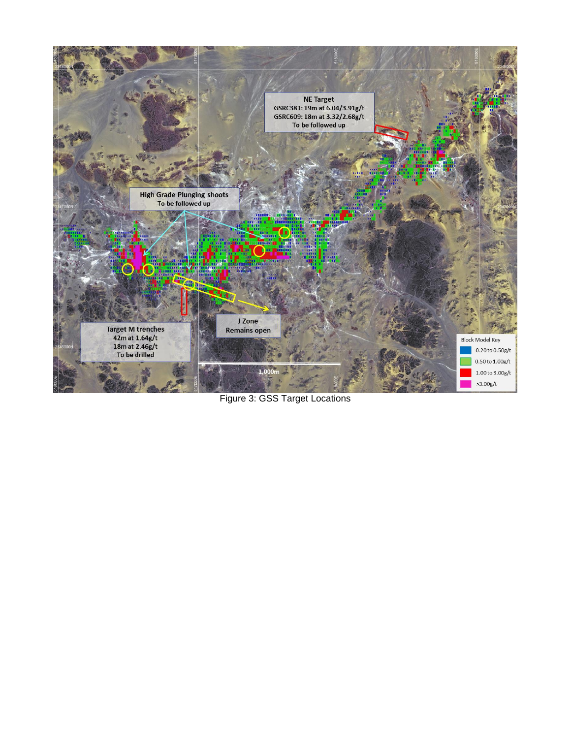NE Target
GSRC381: 19m at 6.04/3.91g/t
GSRC609: 18m at 3.32/2.68g/t
To be followed up

High Grade Plunging shoots
To be followed up

J Zone
Remains open

Target M trenches
42m at 1.64g/t
18m at 2.46g/t
To be drilled

1,000m

Block Model Key
0.20 to 0.50g/t
0.50 to 1.00g/t
1.00 to 3.00g/t
>3.00g/t

Figure 3: GSS Target Locations